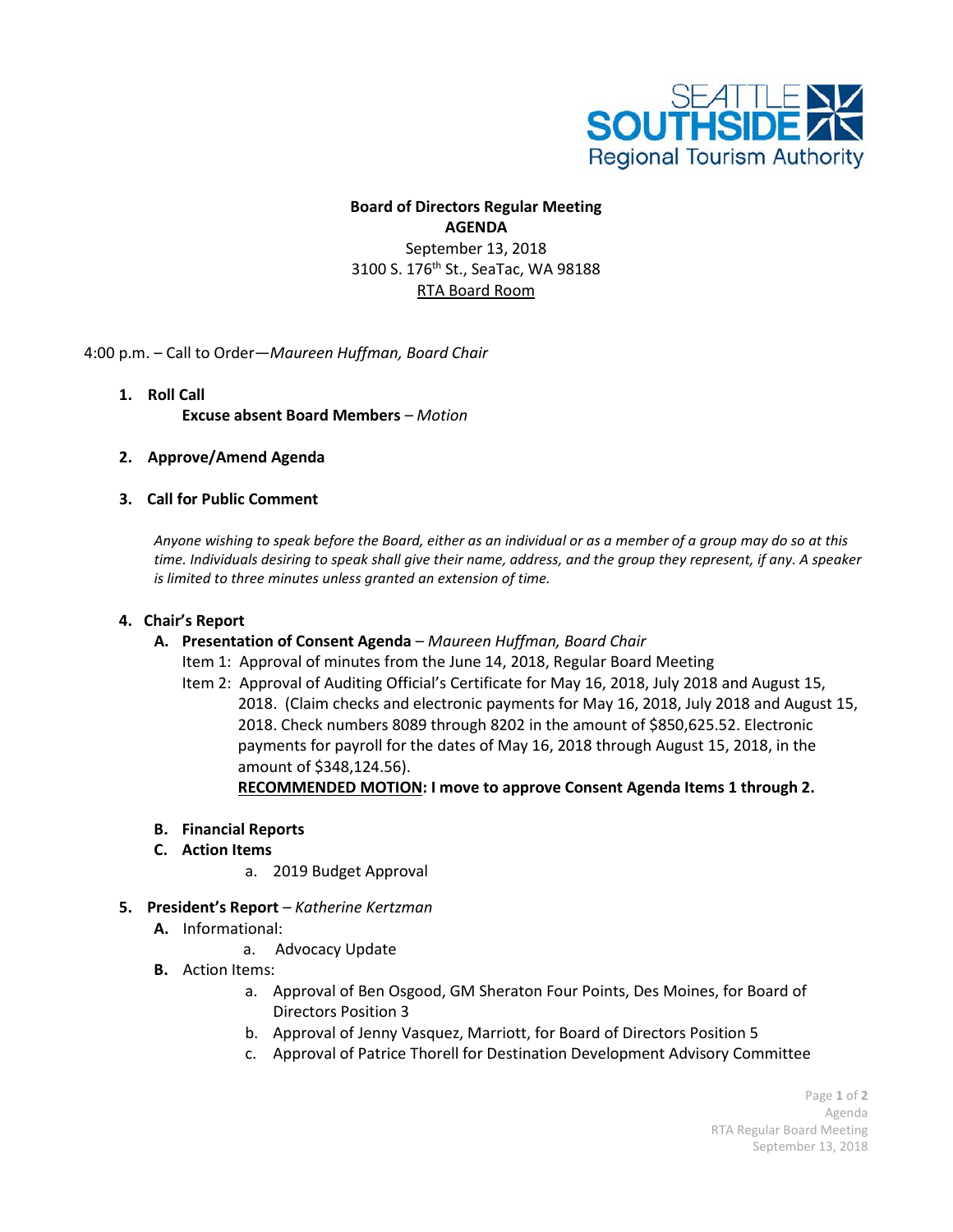SEATTLE SOUTHSIDE Regional Tourism Authority

**Board of Directors Regular Meeting**
**AGENDA**
September 13, 2018
3100 S. 176th St., SeaTac, WA 98188
RTA Board Room

4:00 p.m. – Call to Order—*Maureen Huffman, Board Chair*

1. **Roll Call**
   **Excuse absent Board Members** – *Motion*

2. **Approve/Amend Agenda**

3. **Call for Public Comment**

   *Anyone wishing to speak before the Board, either as an individual or as a member of a group may do so at this time. Individuals desiring to speak shall give their name, address, and the group they represent, if any. A speaker is limited to three minutes unless granted an extension of time.*

4. **Chair's Report**
   - **A. Presentation of Consent Agenda** – *Maureen Huffman, Board Chair*
     Item 1: Approval of minutes from the June 14, 2018, Regular Board Meeting
     Item 2: Approval of Auditing Official's Certificate for May 16, 2018, July 2018 and August 15, 2018. (Claim checks and electronic payments for May 16, 2018, July 2018 and August 15, 2018. Check numbers 8089 through 8202 in the amount of $850,625.52. Electronic payments for payroll for the dates of May 16, 2018 through August 15, 2018, in the amount of $348,124.56).
     **RECOMMENDED MOTION: I move to approve Consent Agenda Items 1 through 2.**
   - **B. Financial Reports**
   - **C. Action Items**
     - a. 2019 Budget Approval

5. **President's Report** – *Katherine Kertzman*
   - **A.** Informational:
     - a. Advocacy Update
   - **B.** Action Items:
     - a. Approval of Ben Osgood, GM Sheraton Four Points, Des Moines, for Board of Directors Position 3
     - b. Approval of Jenny Vasquez, Marriott, for Board of Directors Position 5
     - c. Approval of Patrice Thorell for Destination Development Advisory Committee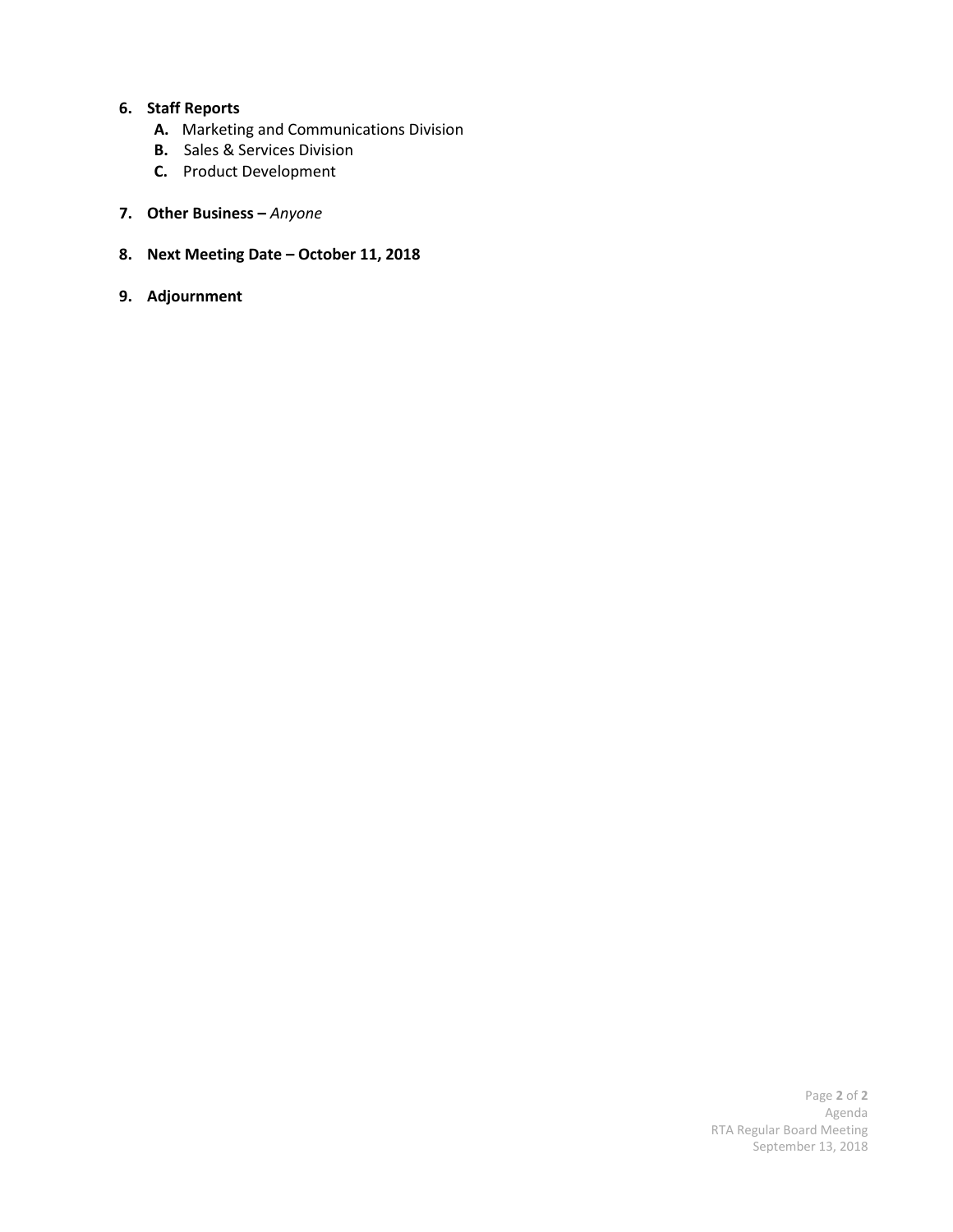6. **Staff Reports**
    - **A.** Marketing and Communications Division
    - **B.** Sales & Services Division
    - **C.** Product Development

7. **Other Business –** *Anyone*

8. **Next Meeting Date – October 11, 2018**

9. **Adjournment**